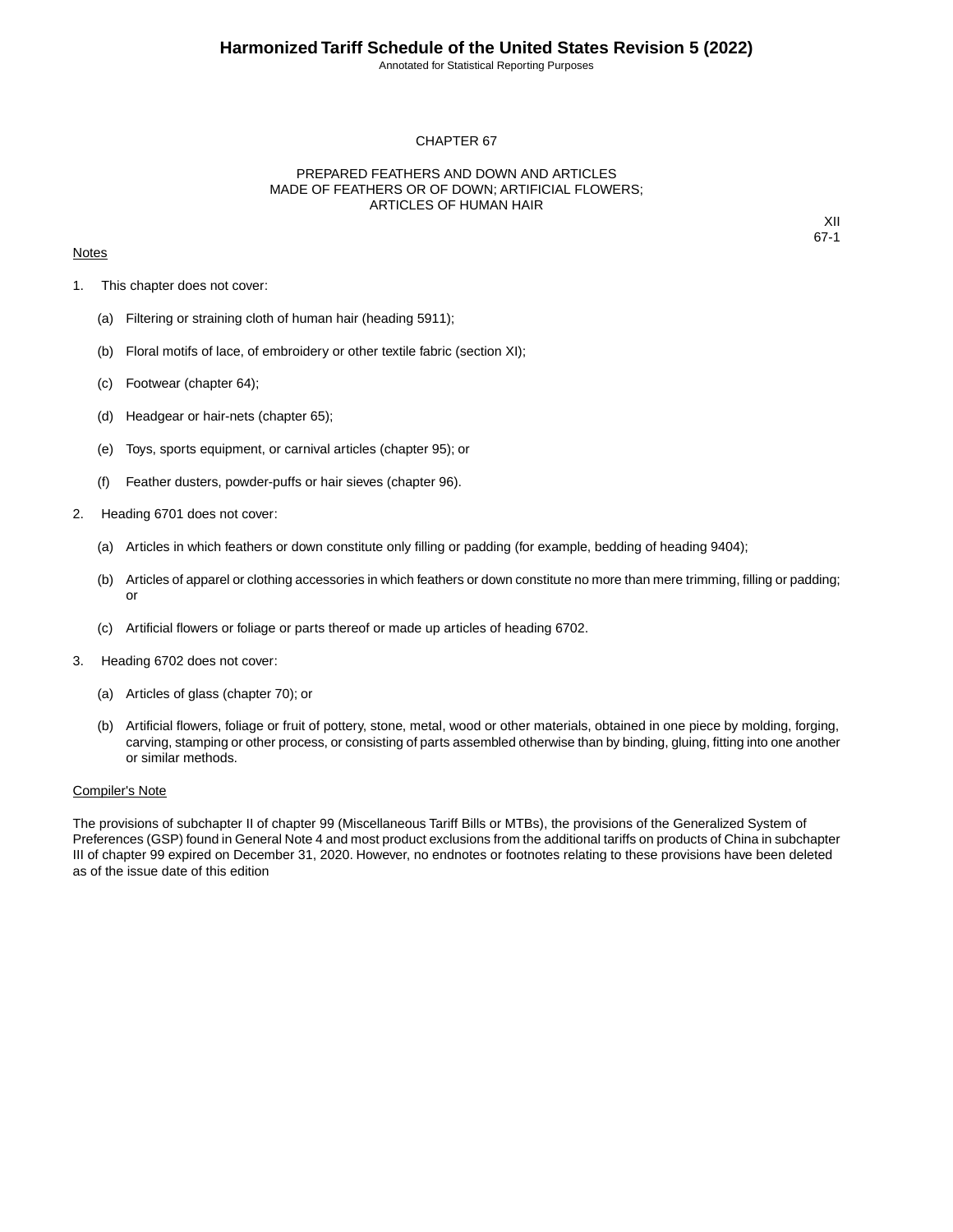# CHAPTER 67

## PREPARED FEATHERS AND DOWN AND ARTICLES MADE OF FEATHERS OR OF DOWN; ARTIFICIAL FLOWERS; ARTICLES OF HUMAN HAIR

XII
67-1

Notes

1. This chapter does not cover:

   (a) Filtering or straining cloth of human hair (heading 5911);

   (b) Floral motifs of lace, of embroidery or other textile fabric (section XI);

   (c) Footwear (chapter 64);

   (d) Headgear or hair-nets (chapter 65);

   (e) Toys, sports equipment, or carnival articles (chapter 95); or

   (f) Feather dusters, powder-puffs or hair sieves (chapter 96).

2. Heading 6701 does not cover:

   (a) Articles in which feathers or down constitute only filling or padding (for example, bedding of heading 9404);

   (b) Articles of apparel or clothing accessories in which feathers or down constitute no more than mere trimming, filling or padding; or

   (c) Artificial flowers or foliage or parts thereof or made up articles of heading 6702.

3. Heading 6702 does not cover:

   (a) Articles of glass (chapter 70); or

   (b) Artificial flowers, foliage or fruit of pottery, stone, metal, wood or other materials, obtained in one piece by molding, forging, carving, stamping or other process, or consisting of parts assembled otherwise than by binding, gluing, fitting into one another or similar methods.

Compiler's Note

The provisions of subchapter II of chapter 99 (Miscellaneous Tariff Bills or MTBs), the provisions of the Generalized System of Preferences (GSP) found in General Note 4 and most product exclusions from the additional tariffs on products of China in subchapter III of chapter 99 expired on December 31, 2020. However, no endnotes or footnotes relating to these provisions have been deleted as of the issue date of this edition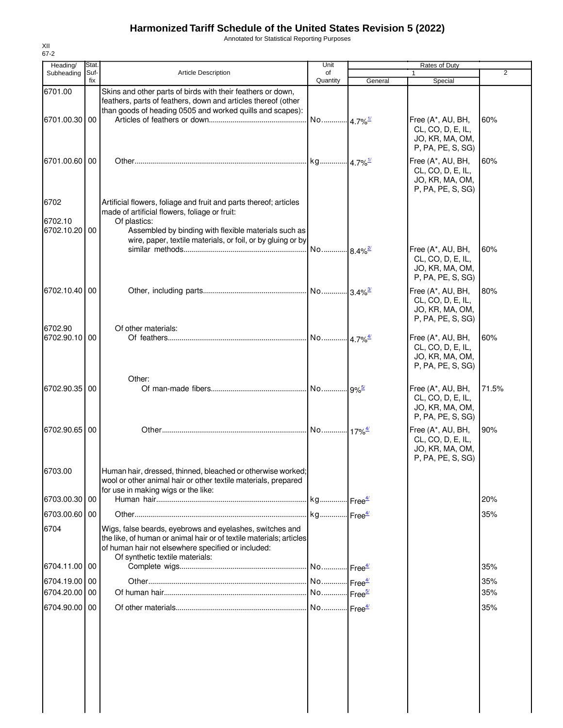# Harmonized Tariff Schedule of the United States Revision 5 (2022)

Annotated for Statistical Reporting Purposes

XII
67-2

| Heading/ Subheading | Stat. Suf-fix | Article Description | Unit of Quantity | Rates of Duty | | |
|---|---|---|---|---|---|---|
| | | | | 1 | | 2 |
| | | | | General | Special | |
| 6701.00 | | Skins and other parts of birds with their feathers or down, feathers, parts of feathers, down and articles thereof (other than goods of heading 0505 and worked quills and scapes): | | | | |
| 6701.00.30 | 00 | Articles of feathers or down | No. | 4.7%[1/] | Free (A*, AU, BH, CL, CO, D, E, IL, JO, KR, MA, OM, P, PA, PE, S, SG) | 60% |
| 6701.00.60 | 00 | Other | kg | 4.7%[1/] | Free (A*, AU, BH, CL, CO, D, E, IL, JO, KR, MA, OM, P, PA, PE, S, SG) | 60% |
| 6702 | | Artificial flowers, foliage and fruit and parts thereof; articles made of artificial flowers, foliage or fruit: | | | | |
| 6702.10 | | Of plastics: | | | | |
| 6702.10.20 | 00 | Assembled by binding with flexible materials such as wire, paper, textile materials, or foil, or by gluing or by similar methods | No. | 8.4%[2/] | Free (A*, AU, BH, CL, CO, D, E, IL, JO, KR, MA, OM, P, PA, PE, S, SG) | 60% |
| 6702.10.40 | 00 | Other, including parts | No. | 3.4%[3/] | Free (A*, AU, BH, CL, CO, D, E, IL, JO, KR, MA, OM, P, PA, PE, S, SG) | 80% |
| 6702.90 | | Of other materials: | | | | |
| 6702.90.10 | 00 | Of feathers | No. | 4.7%[4/] | Free (A*, AU, BH, CL, CO, D, E, IL, JO, KR, MA, OM, P, PA, PE, S, SG) | 60% |
| | | Other: | | | | |
| 6702.90.35 | 00 | Of man-made fibers | No. | 9%[5/] | Free (A*, AU, BH, CL, CO, D, E, IL, JO, KR, MA, OM, P, PA, PE, S, SG) | 71.5% |
| 6702.90.65 | 00 | Other | No. | 17%[4/] | Free (A*, AU, BH, CL, CO, D, E, IL, JO, KR, MA, OM, P, PA, PE, S, SG) | 90% |
| 6703.00 | | Human hair, dressed, thinned, bleached or otherwise worked; wool or other animal hair or other textile materials, prepared for use in making wigs or the like: | | | | |
| 6703.00.30 | 00 | Human hair | kg | Free[4/] | | 20% |
| 6703.00.60 | 00 | Other | kg | Free[4/] | | 35% |
| 6704 | | Wigs, false beards, eyebrows and eyelashes, switches and the like, of human or animal hair or of textile materials; articles of human hair not elsewhere specified or included: | | | | |
| | | Of synthetic textile materials: | | | | |
| 6704.11.00 | 00 | Complete wigs | No. | Free[4/] | | 35% |
| 6704.19.00 | 00 | Other | No. | Free[4/] | | 35% |
| 6704.20.00 | 00 | Of human hair | No. | Free[5/] | | 35% |
| 6704.90.00 | 00 | Of other materials | No. | Free[4/] | | 35% |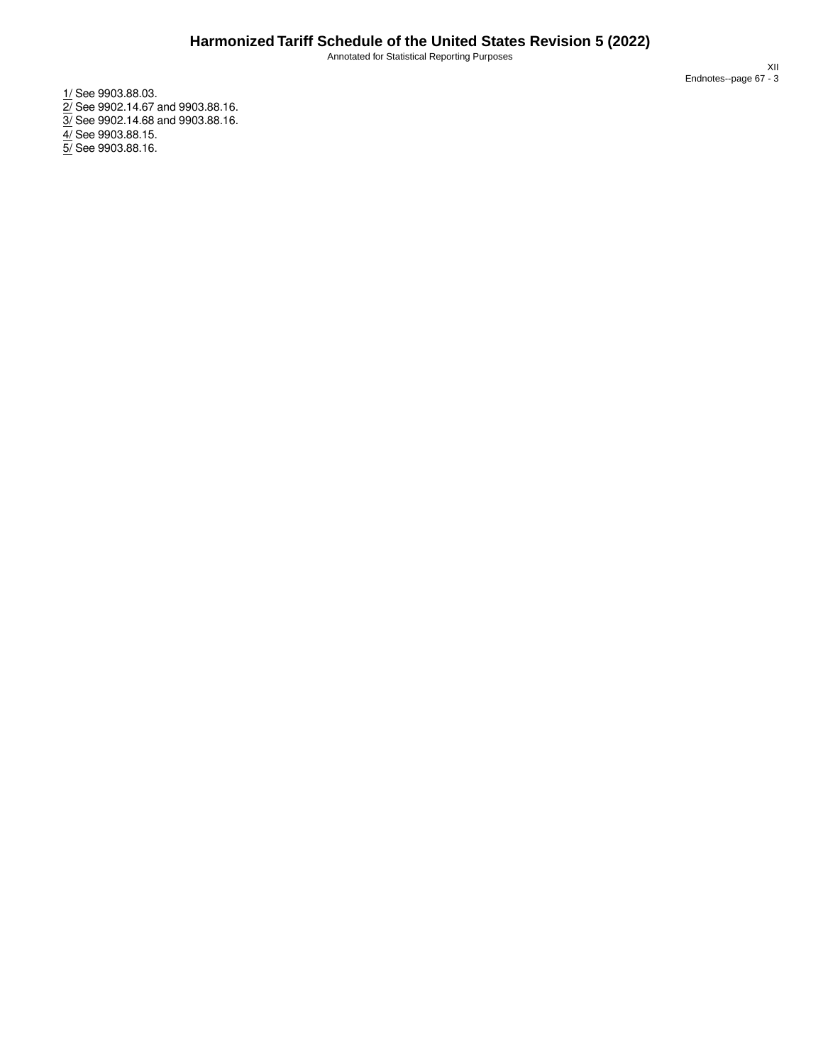1/ See 9903.88.03.
2/ See 9902.14.67 and 9903.88.16.
3/ See 9902.14.68 and 9903.88.16.
4/ See 9903.88.15.
5/ See 9903.88.16.